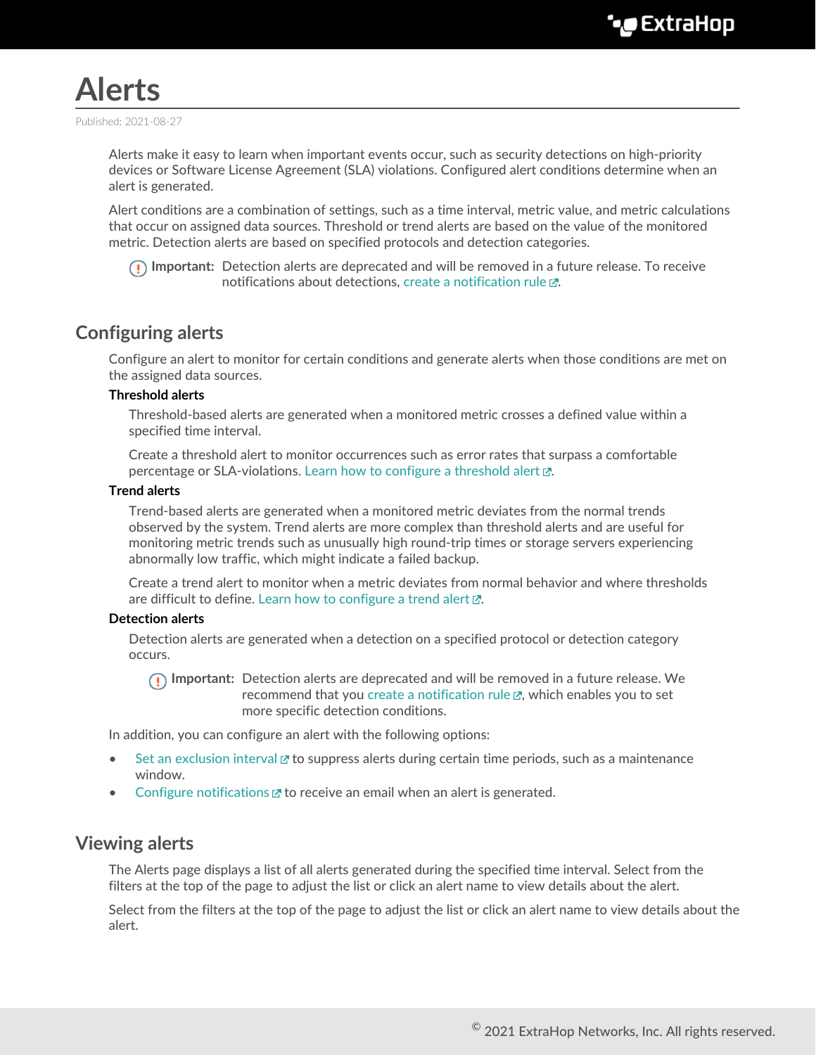# Alerts

Published: 2021-08-27

Alerts make it easy to learn when important events occur, such as security detections on high-priority devices or Software License Agreement (SLA) violations. Configured alert conditions determine when an alert is generated.

Alert conditions are a combination of settings, such as a time interval, metric value, and metric calculations that occur on assigned data sources. Threshold or trend alerts are based on the value of the monitored metric. Detection alerts are based on specified protocols and detection categories.

> **Important:** Detection alerts are deprecated and will be removed in a future release. To receive notifications about detections, create a notification rule.

## Configuring alerts

Configure an alert to monitor for certain conditions and generate alerts when those conditions are met on the assigned data sources.

**Threshold alerts**

Threshold-based alerts are generated when a monitored metric crosses a defined value within a specified time interval.

Create a threshold alert to monitor occurrences such as error rates that surpass a comfortable percentage or SLA-violations. Learn how to configure a threshold alert.

**Trend alerts**

Trend-based alerts are generated when a monitored metric deviates from the normal trends observed by the system. Trend alerts are more complex than threshold alerts and are useful for monitoring metric trends such as unusually high round-trip times or storage servers experiencing abnormally low traffic, which might indicate a failed backup.

Create a trend alert to monitor when a metric deviates from normal behavior and where thresholds are difficult to define. Learn how to configure a trend alert.

**Detection alerts**

Detection alerts are generated when a detection on a specified protocol or detection category occurs.

> **Important:** Detection alerts are deprecated and will be removed in a future release. We recommend that you create a notification rule, which enables you to set more specific detection conditions.

In addition, you can configure an alert with the following options:

- Set an exclusion interval to suppress alerts during certain time periods, such as a maintenance window.
- Configure notifications to receive an email when an alert is generated.

## Viewing alerts

The Alerts page displays a list of all alerts generated during the specified time interval. Select from the filters at the top of the page to adjust the list or click an alert name to view details about the alert.

Select from the filters at the top of the page to adjust the list or click an alert name to view details about the alert.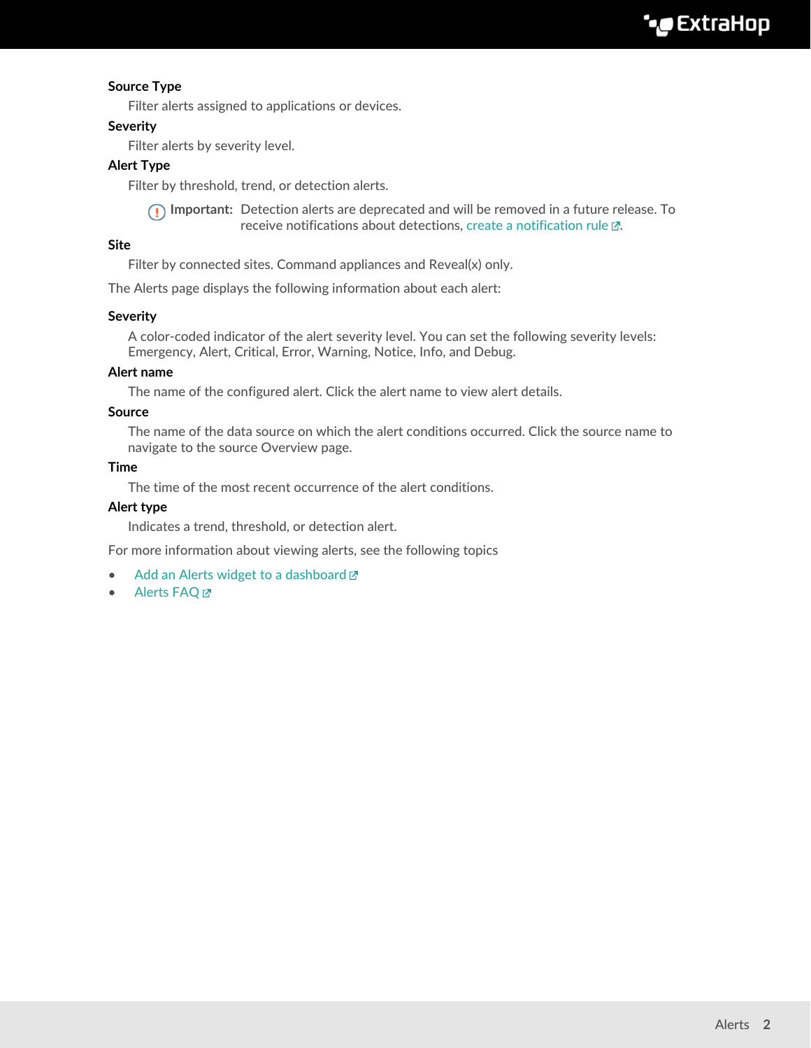**Source Type**

Filter alerts assigned to applications or devices.

**Severity**

Filter alerts by severity level.

**Alert Type**

Filter by threshold, trend, or detection alerts.

> **Important:** Detection alerts are deprecated and will be removed in a future release. To receive notifications about detections, create a notification rule.

**Site**

Filter by connected sites. Command appliances and Reveal(x) only.

The Alerts page displays the following information about each alert:

**Severity**

A color-coded indicator of the alert severity level. You can set the following severity levels: Emergency, Alert, Critical, Error, Warning, Notice, Info, and Debug.

**Alert name**

The name of the configured alert. Click the alert name to view alert details.

**Source**

The name of the data source on which the alert conditions occurred. Click the source name to navigate to the source Overview page.

**Time**

The time of the most recent occurrence of the alert conditions.

**Alert type**

Indicates a trend, threshold, or detection alert.

For more information about viewing alerts, see the following topics

- Add an Alerts widget to a dashboard
- Alerts FAQ